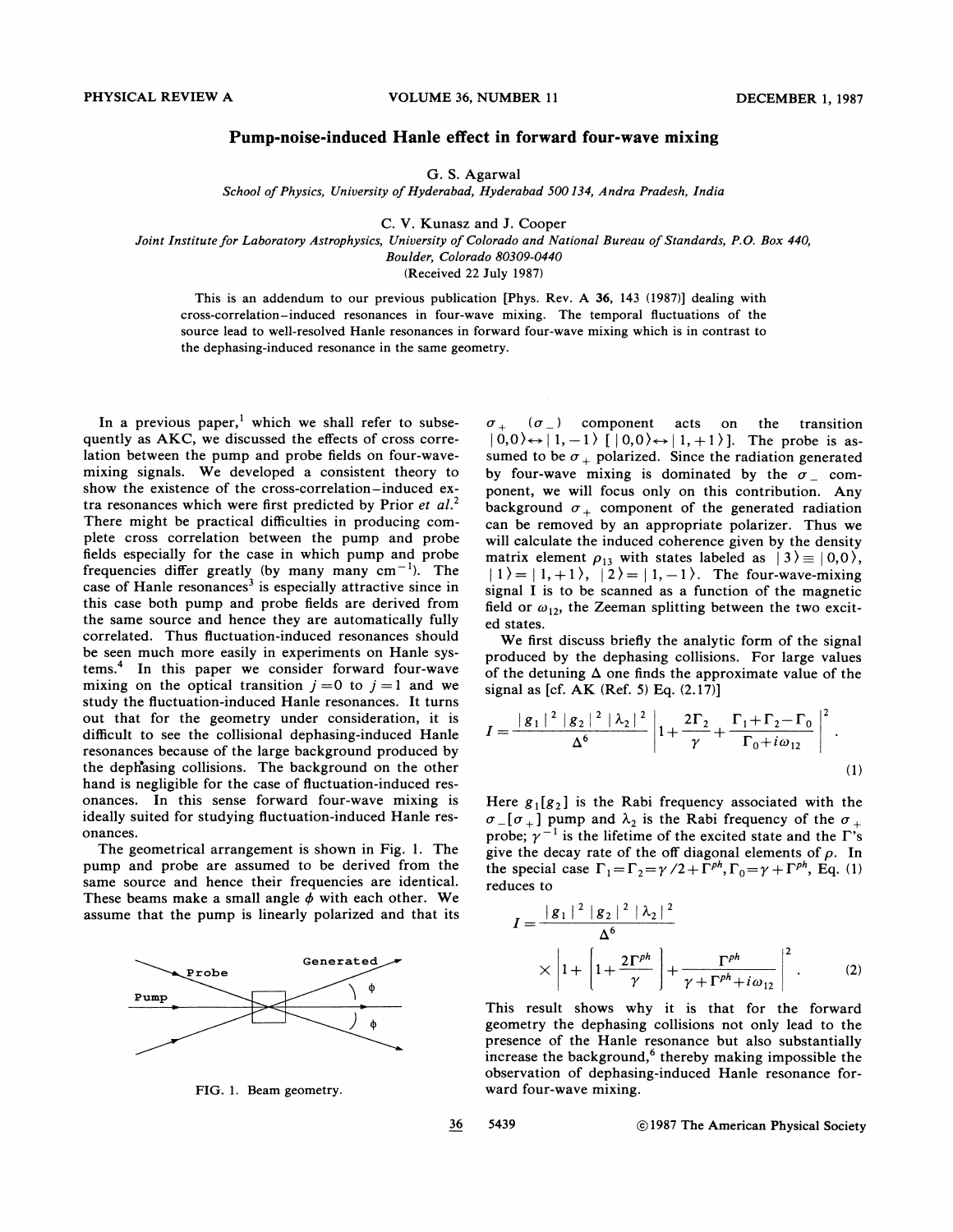# Pump-noise-induced Hanle effect in forward four-wave mixing

G. S. Agarwal

*School of Physics, University of Hyderabad, Hyderabad 500 134, Andra Pradesh, India*

C. V. Kunasz and J. Cooper

*Joint Institute for Laboratory Astrophysics, University of Colorado and National Bureau of Standards, P.O. Box 440, Boulder, Colorado 80309-0440*

(Received 22 July 1987)

This is an addendum to our previous publication [Phys. Rev. A 36, 143 (1987)] dealing with cross-correlation–induced resonances in four-wave mixing. The temporal fluctuations of the source lead to well-resolved Hanle resonances in forward four-wave mixing which is in contrast to the dephasing-induced resonance in the same geometry.

In a previous paper,[1] which we shall refer to subsequently as AKC, we discussed the effects of cross correlation between the pump and probe fields on four-wave-mixing signals. We developed a consistent theory to show the existence of the cross-correlation–induced extra resonances which were first predicted by Prior *et al.*[2] There might be practical difficulties in producing complete cross correlation between the pump and probe fields especially for the case in which pump and probe frequencies differ greatly (by many many $\mathrm{cm}^{-1}$). The case of Hanle resonances[3] is especially attractive since in this case both pump and probe fields are derived from the same source and hence they are automatically fully correlated. Thus fluctuation-induced resonances should be seen much more easily in experiments on Hanle systems.[4] In this paper we consider forward four-wave mixing on the optical transition $j=0$ to $j=1$ and we study the fluctuation-induced Hanle resonances. It turns out that for the geometry under consideration, it is difficult to see the collisional dephasing-induced Hanle resonances because of the large background produced by the dephasing collisions. The background on the other hand is negligible for the case of fluctuation-induced resonances. In this sense forward four-wave mixing is ideally suited for studying fluctuation-induced Hanle resonances.

The geometrical arrangement is shown in Fig. 1. The pump and probe are assumed to be derived from the same source and hence their frequencies are identical. These beams make a small angle $\phi$ with each other. We assume that the pump is linearly polarized and that its $\sigma_+$ $(\sigma_-)$ component acts on the transition $|0,0\rangle \leftrightarrow |1,-1\rangle$ $[|0,0\rangle \leftrightarrow |1,+1\rangle]$. The probe is assumed to be $\sigma_+$ polarized. Since the radiation generated by four-wave mixing is dominated by the $\sigma_-$ component, we will focus only on this contribution. Any background $\sigma_+$ component of the generated radiation can be removed by an appropriate polarizer. Thus we will calculate the induced coherence given by the density matrix element $\rho_{13}$ with states labeled as $|3\rangle \equiv |0,0\rangle$, $|1\rangle = |1,+1\rangle$, $|2\rangle = |1,-1\rangle$. The four-wave-mixing signal I is to be scanned as a function of the magnetic field or $\omega_{12}$, the Zeeman splitting between the two excited states.

FIG. 1. Beam geometry.

We first discuss briefly the analytic form of the signal produced by the dephasing collisions. For large values of the detuning $\Delta$ one finds the approximate value of the signal as [cf. AK (Ref. 5) Eq. (2.17)]

$$I = \frac{|g_1|^2 |g_2|^2 |\lambda_2|^2}{\Delta^6} \left| 1 + \frac{2\Gamma_2}{\gamma} + \frac{\Gamma_1 + \Gamma_2 - \Gamma_0}{\Gamma_0 + i\omega_{12}} \right|^2 . \tag{1}$$

Here $g_1[g_2]$ is the Rabi frequency associated with the $\sigma_-[\sigma_+]$ pump and $\lambda_2$ is the Rabi frequency of the $\sigma_+$ probe; $\gamma^{-1}$ is the lifetime of the excited state and the $\Gamma$'s give the decay rate of the off diagonal elements of $\rho$. In the special case $\Gamma_1 = \Gamma_2 = \gamma/2 + \Gamma^{ph}$, $\Gamma_0 = \gamma + \Gamma^{ph}$, Eq. (1) reduces to

$$I = \frac{|g_1|^2 |g_2|^2 |\lambda_2|^2}{\Delta^6} \times \left| 1 + \left[ 1 + \frac{2\Gamma^{ph}}{\gamma} \right] + \frac{\Gamma^{ph}}{\gamma + \Gamma^{ph} + i\omega_{12}} \right|^2 . \tag{2}$$

This result shows why it is that for the forward geometry the dephasing collisions not only lead to the presence of the Hanle resonance but also substantially increase the background,[6] thereby making impossible the observation of dephasing-induced Hanle resonance forward four-wave mixing.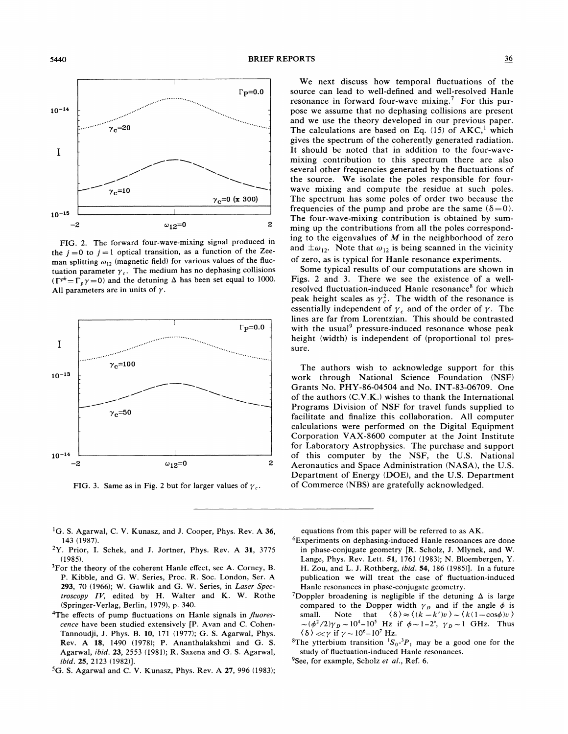Γp=0.0

$10^{-14}$

$\gamma_c$=20

I

$\gamma_c$=10

$\gamma_c$=0 (x 300)

$10^{-15}$

-2

$\omega_{12}$=0

2

FIG. 2. The forward four-wave-mixing signal produced in the $j=0$ to $j=1$ optical transition, as a function of the Zeeman splitting $\omega_{12}$ (magnetic field) for various values of the fluctuation parameter $\gamma_c$. The medium has no dephasing collisions ($\Gamma^{ph}=\Gamma_p\gamma=0$) and the detuning $\Delta$ has been set equal to 1000. All parameters are in units of $\gamma$.

Γp=0.0

I

$\gamma_c$=100

$10^{-13}$

$\gamma_c$=50

$10^{-14}$

-2

$\omega_{12}$=0

2

FIG. 3. Same as in Fig. 2 but for larger values of $\gamma_c$.

We next discuss how temporal fluctuations of the source can lead to well-defined and well-resolved Hanle resonance in forward four-wave mixing.[7] For this purpose we assume that no dephasing collisions are present and we use the theory developed in our previous paper. The calculations are based on Eq. (15) of AKC,[1] which gives the spectrum of the coherently generated radiation. It should be noted that in addition to the four-wave-mixing contribution to this spectrum there are also several other frequencies generated by the fluctuations of the source. We isolate the poles responsible for four-wave mixing and compute the residue at such poles. The spectrum has some poles of order two because the frequencies of the pump and probe are the same ($\delta=0$). The four-wave-mixing contribution is obtained by summing up the contributions from all the poles corresponding to the eigenvalues of $M$ in the neighborhood of zero and $\pm\omega_{12}$. Note that $\omega_{12}$ is being scanned in the vicinity of zero, as is typical for Hanle resonance experiments.

Some typical results of our computations are shown in Figs. 2 and 3. There we see the existence of a well-resolved fluctuation-induced Hanle resonance[8] for which peak height scales as $\gamma_c^2$. The width of the resonance is essentially independent of $\gamma_c$ and of the order of $\gamma$. The lines are far from Lorentzian. This should be contrasted with the usual[9] pressure-induced resonance whose peak height (width) is independent of (proportional to) pressure.

The authors wish to acknowledge support for this work through National Science Foundation (NSF) Grants No. PHY-86-04504 and No. INT-83-06709. One of the authors (C.V.K.) wishes to thank the International Programs Division of NSF for travel funds supplied to facilitate and finalize this collaboration. All computer calculations were performed on the Digital Equipment Corporation VAX-8600 computer at the Joint Institute for Laboratory Astrophysics. The purchase and support of this computer by the NSF, the U.S. National Aeronautics and Space Administration (NASA), the U.S. Department of Energy (DOE), and the U.S. Department of Commerce (NBS) are gratefully acknowledged.

---

[1] G. S. Agarwal, C. V. Kunasz, and J. Cooper, Phys. Rev. A **36**, 143 (1987).

[2] Y. Prior, I. Schek, and J. Jortner, Phys. Rev. A **31**, 3775 (1985).

[3] For the theory of the coherent Hanle effect, see A. Corney, B. P. Kibble, and G. W. Series, Proc. R. Soc. London, Ser. A **293**, 70 (1966); W. Gawlik and G. W. Series, in *Laser Spectroscopy IV*, edited by H. Walter and K. W. Rothe (Springer-Verlag, Berlin, 1979), p. 340.

[4] The effects of pump fluctuations on Hanle signals in *fluorescence* have been studied extensively [P. Avan and C. Cohen-Tannoudji, J. Phys. B. **10**, 171 (1977); G. S. Agarwal, Phys. Rev. A **18**, 1490 (1978); P. Ananthalakshmi and G. S. Agarwal, *ibid*. **23**, 2553 (1981); R. Saxena and G. S. Agarwal, *ibid*. **25**, 2123 (1982)].

[5] G. S. Agarwal and C. V. Kunasz, Phys. Rev. A **27**, 996 (1983); equations from this paper will be referred to as AK.

[6] Experiments on dephasing-induced Hanle resonances are done in phase-conjugate geometry [R. Scholz, J. Mlynek, and W. Lange, Phys. Rev. Lett. **51**, 1761 (1983); N. Bloembergen, Y. H. Zou, and L. J. Rothberg, *ibid*. **54**, 186 (1985)]. In a future publication we will treat the case of fluctuation-induced Hanle resonances in phase-conjugate geometry.

[7] Doppler broadening is negligible if the detuning $\Delta$ is large compared to the Dopper width $\gamma_D$ and if the angle $\phi$ is small. Note that $\langle\delta\rangle \approx \langle(k-k')v\rangle \sim \langle k(1-\cos\phi)v\rangle \sim(\phi^2/2)\gamma_D \sim 10^4-10^5$ Hz if $\phi\sim 1-2°$, $\gamma_D\sim 1$ GHz. Thus $\langle\delta\rangle \ll \gamma$ if $\gamma\sim 10^6-10^7$ Hz.

[8] The ytterbium transition ${}^1S_0$-${}^3P_1$ may be a good one for the study of fluctuation-induced Hanle resonances.

[9] See, for example, Scholz *et al*., Ref. 6.